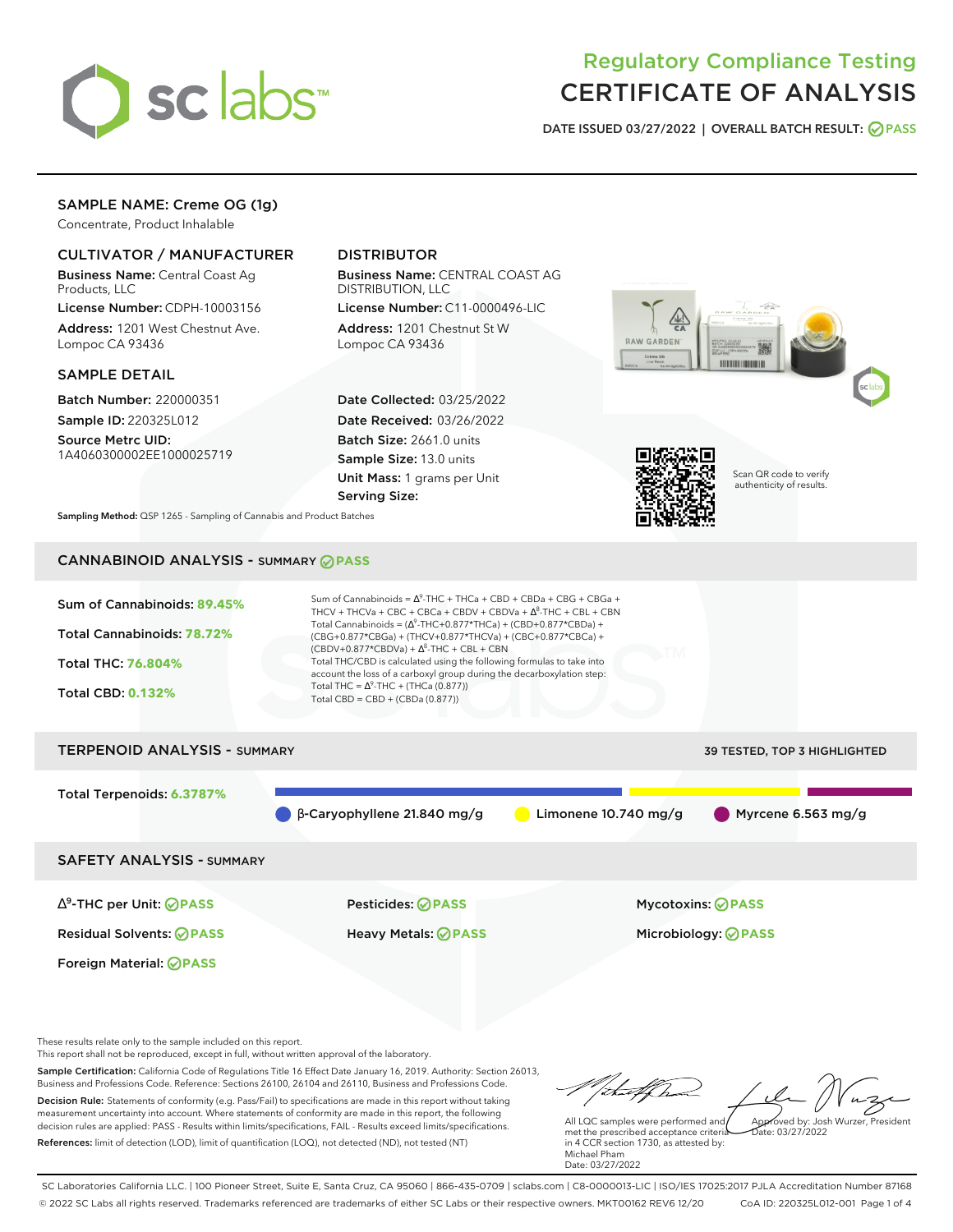# Regulatory Compliance Testing
# CERTIFICATE OF ANALYSIS

DATE ISSUED 03/27/2022 | OVERALL BATCH RESULT: PASS

## SAMPLE NAME: Creme OG (1g)

Concentrate, Product Inhalable

### CULTIVATOR / MANUFACTURER

**Business Name:** Central Coast Ag Products, LLC

**License Number:** CDPH-10003156

**Address:** 1201 West Chestnut Ave. Lompoc CA 93436

### DISTRIBUTOR

**Business Name:** CENTRAL COAST AG DISTRIBUTION, LLC

**License Number:** C11-0000496-LIC

**Address:** 1201 Chestnut St W Lompoc CA 93436

### SAMPLE DETAIL

**Batch Number:** 220000351

**Sample ID:** 220325L012

**Source Metrc UID:** 1A4060300002EE1000025719

**Date Collected:** 03/25/2022

**Date Received:** 03/26/2022

**Batch Size:** 2661.0 units

**Sample Size:** 13.0 units

**Unit Mass:** 1 grams per Unit

**Serving Size:**

Scan QR code to verify authenticity of results.

**Sampling Method:** QSP 1265 - Sampling of Cannabis and Product Batches

## CANNABINOID ANALYSIS - SUMMARY PASS

Sum of Cannabinoids: **89.45%**

Total Cannabinoids: **78.72%**

Total THC: **76.804%**

Total CBD: **0.132%**

Sum of Cannabinoids = $\Delta^9$-THC + THCa + CBD + CBDa + CBG + CBGa + THCV + THCVa + CBC + CBCa + CBDV + CBDVa + $\Delta^8$-THC + CBL + CBN

Total Cannabinoids = ($\Delta^9$-THC+0.877*THCa) + (CBD+0.877*CBDa) + (CBG+0.877*CBGa) + (THCV+0.877*THCVa) + (CBC+0.877*CBCa) + (CBDV+0.877*CBDVa) + $\Delta^8$-THC + CBL + CBN

Total THC/CBD is calculated using the following formulas to take into account the loss of a carboxyl group during the decarboxylation step:

Total THC = $\Delta^9$-THC + (THCa (0.877))

Total CBD = CBD + (CBDa (0.877))

## TERPENOID ANALYSIS - SUMMARY

39 TESTED, TOP 3 HIGHLIGHTED

Total Terpenoids: **6.3787%**

β-Caryophyllene 21.840 mg/g | Limonene 10.740 mg/g | Myrcene 6.563 mg/g

## SAFETY ANALYSIS - SUMMARY

| | | |
|---|---|---|
| $\Delta^9$-THC per Unit: PASS | Pesticides: PASS | Mycotoxins: PASS |
| Residual Solvents: PASS | Heavy Metals: PASS | Microbiology: PASS |
| Foreign Material: PASS | | |

These results relate only to the sample included on this report.
This report shall not be reproduced, except in full, without written approval of the laboratory.

**Sample Certification:** California Code of Regulations Title 16 Effect Date January 16, 2019. Authority: Section 26013, Business and Professions Code. Reference: Sections 26100, 26104 and 26110, Business and Professions Code.

**Decision Rule:** Statements of conformity (e.g. Pass/Fail) to specifications are made in this report without taking measurement uncertainty into account. Where statements of conformity are made in this report, the following decision rules are applied: PASS - Results within limits/specifications, FAIL - Results exceed limits/specifications.

**References:** limit of detection (LOD), limit of quantification (LOQ), not detected (ND), not tested (NT)

All LQC samples were performed and met the prescribed acceptance criteria in 4 CCR section 1730, as attested by: Michael Pham
Date: 03/27/2022

Approved by: Josh Wurzer, President
Date: 03/27/2022

SC Laboratories California LLC. | 100 Pioneer Street, Suite E, Santa Cruz, CA 95060 | 866-435-0709 | sclabs.com | C8-0000013-LIC | ISO/IES 17025:2017 PJLA Accreditation Number 87168
© 2022 SC Labs all rights reserved. Trademarks referenced are trademarks of either SC Labs or their respective owners. MKT00162 REV6 12/20 CoA ID: 220325L012-001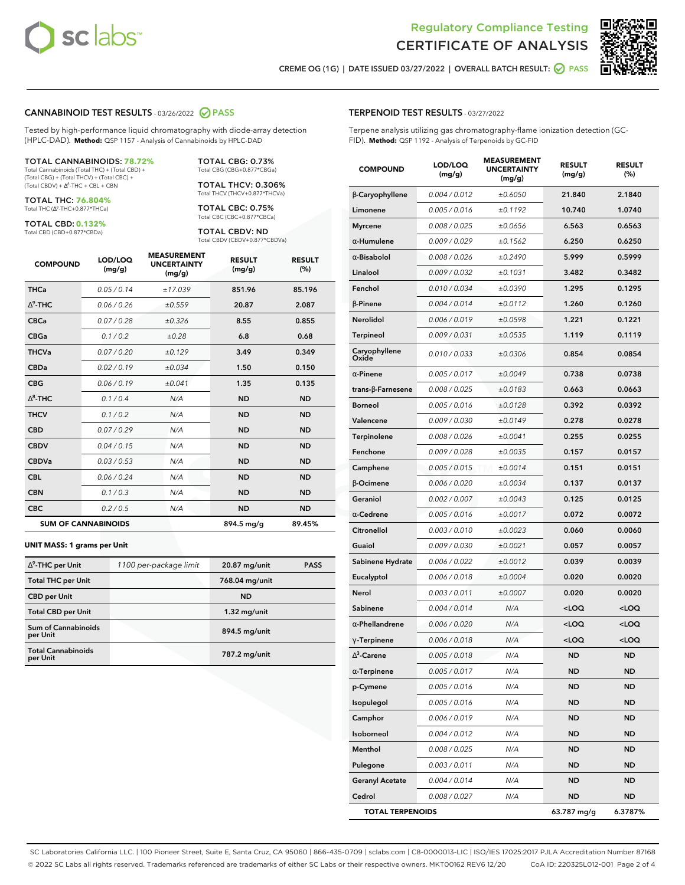Regulatory Compliance Testing
# CERTIFICATE OF ANALYSIS

CREME OG (1G) | DATE ISSUED 03/27/2022 | OVERALL BATCH RESULT: PASS

## CANNABINOID TEST RESULTS - 03/26/2022 PASS

Tested by high-performance liquid chromatography with diode-array detection (HPLC-DAD). **Method:** QSP 1157 - Analysis of Cannabinoids by HPLC-DAD

**TOTAL CANNABINOIDS: 78.72%**
Total Cannabinoids (Total THC) + (Total CBD) + (Total CBG) + (Total THCV) + (Total CBC) + (Total CBDV) + Δ8-THC + CBL + CBN

**TOTAL THC: 76.804%**
Total THC (Δ9-THC+0.877*THCa)

**TOTAL CBD: 0.132%**
Total CBD (CBD+0.877*CBDa)

**TOTAL CBG: 0.73%**
Total CBG (CBG+0.877*CBGa)

**TOTAL THCV: 0.306%**
Total THCV (THCV+0.877*THCVa)

**TOTAL CBC: 0.75%**
Total CBC (CBC+0.877*CBCa)

**TOTAL CBDV: ND**
Total CBDV (CBDV+0.877*CBDVa)

| COMPOUND | LOD/LOQ (mg/g) | MEASUREMENT UNCERTAINTY (mg/g) | RESULT (mg/g) | RESULT (%) |
|---|---|---|---|---|
| THCa | 0.05 / 0.14 | ±17.039 | 851.96 | 85.196 |
| Δ9-THC | 0.06 / 0.26 | ±0.559 | 20.87 | 2.087 |
| CBCa | 0.07 / 0.28 | ±0.326 | 8.55 | 0.855 |
| CBGa | 0.1 / 0.2 | ±0.28 | 6.8 | 0.68 |
| THCVa | 0.07 / 0.20 | ±0.129 | 3.49 | 0.349 |
| CBDa | 0.02 / 0.19 | ±0.034 | 1.50 | 0.150 |
| CBG | 0.06 / 0.19 | ±0.041 | 1.35 | 0.135 |
| Δ8-THC | 0.1 / 0.4 | N/A | ND | ND |
| THCV | 0.1 / 0.2 | N/A | ND | ND |
| CBD | 0.07 / 0.29 | N/A | ND | ND |
| CBDV | 0.04 / 0.15 | N/A | ND | ND |
| CBDVa | 0.03 / 0.53 | N/A | ND | ND |
| CBL | 0.06 / 0.24 | N/A | ND | ND |
| CBN | 0.1 / 0.3 | N/A | ND | ND |
| CBC | 0.2 / 0.5 | N/A | ND | ND |
| **SUM OF CANNABINOIDS** | | | 894.5 mg/g | 89.45% |

**UNIT MASS: 1 grams per Unit**

| | | | |
|---|---|---|---|
| Δ9-THC per Unit | 1100 per-package limit | 20.87 mg/unit | PASS |
| Total THC per Unit | | 768.04 mg/unit | |
| CBD per Unit | | ND | |
| Total CBD per Unit | | 1.32 mg/unit | |
| Sum of Cannabinoids per Unit | | 894.5 mg/unit | |
| Total Cannabinoids per Unit | | 787.2 mg/unit | |

## TERPENOID TEST RESULTS - 03/27/2022

Terpene analysis utilizing gas chromatography-flame ionization detection (GC-FID). **Method:** QSP 1192 - Analysis of Terpenoids by GC-FID

| COMPOUND | LOD/LOQ (mg/g) | MEASUREMENT UNCERTAINTY (mg/g) | RESULT (mg/g) | RESULT (%) |
|---|---|---|---|---|
| β-Caryophyllene | 0.004 / 0.012 | ±0.6050 | 21.840 | 2.1840 |
| Limonene | 0.005 / 0.016 | ±0.1192 | 10.740 | 1.0740 |
| Myrcene | 0.008 / 0.025 | ±0.0656 | 6.563 | 0.6563 |
| α-Humulene | 0.009 / 0.029 | ±0.1562 | 6.250 | 0.6250 |
| α-Bisabolol | 0.008 / 0.026 | ±0.2490 | 5.999 | 0.5999 |
| Linalool | 0.009 / 0.032 | ±0.1031 | 3.482 | 0.3482 |
| Fenchol | 0.010 / 0.034 | ±0.0390 | 1.295 | 0.1295 |
| β-Pinene | 0.004 / 0.014 | ±0.0112 | 1.260 | 0.1260 |
| Nerolidol | 0.006 / 0.019 | ±0.0598 | 1.221 | 0.1221 |
| Terpineol | 0.009 / 0.031 | ±0.0535 | 1.119 | 0.1119 |
| Caryophyllene Oxide | 0.010 / 0.033 | ±0.0306 | 0.854 | 0.0854 |
| α-Pinene | 0.005 / 0.017 | ±0.0049 | 0.738 | 0.0738 |
| trans-β-Farnesene | 0.008 / 0.025 | ±0.0183 | 0.663 | 0.0663 |
| Borneol | 0.005 / 0.016 | ±0.0128 | 0.392 | 0.0392 |
| Valencene | 0.009 / 0.030 | ±0.0149 | 0.278 | 0.0278 |
| Terpinolene | 0.008 / 0.026 | ±0.0041 | 0.255 | 0.0255 |
| Fenchone | 0.009 / 0.028 | ±0.0035 | 0.157 | 0.0157 |
| Camphene | 0.005 / 0.015 | ±0.0014 | 0.151 | 0.0151 |
| β-Ocimene | 0.006 / 0.020 | ±0.0034 | 0.137 | 0.0137 |
| Geraniol | 0.002 / 0.007 | ±0.0043 | 0.125 | 0.0125 |
| α-Cedrene | 0.005 / 0.016 | ±0.0017 | 0.072 | 0.0072 |
| Citronellol | 0.003 / 0.010 | ±0.0023 | 0.060 | 0.0060 |
| Guaiol | 0.009 / 0.030 | ±0.0021 | 0.057 | 0.0057 |
| Sabinene Hydrate | 0.006 / 0.022 | ±0.0012 | 0.039 | 0.0039 |
| Eucalyptol | 0.006 / 0.018 | ±0.0004 | 0.020 | 0.0020 |
| Nerol | 0.003 / 0.011 | ±0.0007 | 0.020 | 0.0020 |
| Sabinene | 0.004 / 0.014 | N/A | <LOQ | <LOQ |
| α-Phellandrene | 0.006 / 0.020 | N/A | <LOQ | <LOQ |
| γ-Terpinene | 0.006 / 0.018 | N/A | <LOQ | <LOQ |
| Δ3-Carene | 0.005 / 0.018 | N/A | ND | ND |
| α-Terpinene | 0.005 / 0.017 | N/A | ND | ND |
| p-Cymene | 0.005 / 0.016 | N/A | ND | ND |
| Isopulegol | 0.005 / 0.016 | N/A | ND | ND |
| Camphor | 0.006 / 0.019 | N/A | ND | ND |
| Isoborneol | 0.004 / 0.012 | N/A | ND | ND |
| Menthol | 0.008 / 0.025 | N/A | ND | ND |
| Pulegone | 0.003 / 0.011 | N/A | ND | ND |
| Geranyl Acetate | 0.004 / 0.014 | N/A | ND | ND |
| Cedrol | 0.008 / 0.027 | N/A | ND | ND |
| **TOTAL TERPENOIDS** | | | 63.787 mg/g | 6.3787% |

SC Laboratories California LLC. | 100 Pioneer Street, Suite E, Santa Cruz, CA 95060 | 866-435-0709 | sclabs.com | C8-0000013-LIC | ISO/IES 17025:2017 PJLA Accreditation Number 87168
© 2022 SC Labs all rights reserved. Trademarks referenced are trademarks of either SC Labs or their respective owners. MKT00162 REV6 12/20 CoA ID: 220325L012-001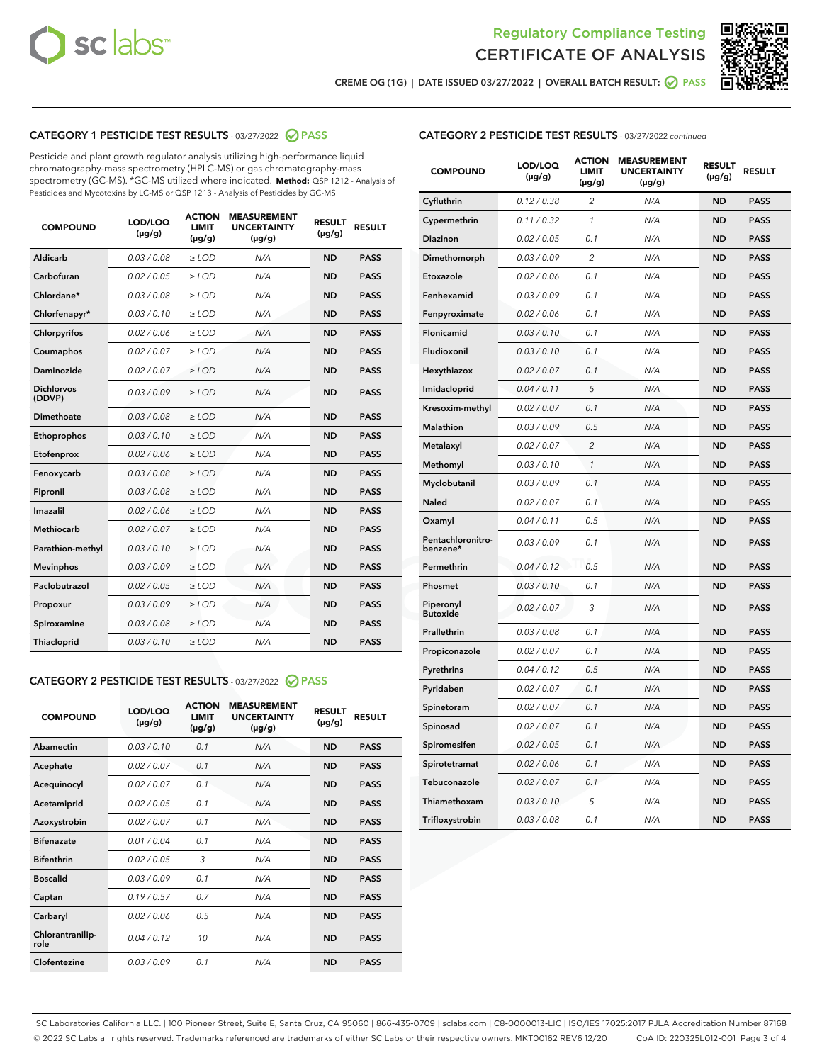Regulatory Compliance Testing
CERTIFICATE OF ANALYSIS

CREME OG (1G) | DATE ISSUED 03/27/2022 | OVERALL BATCH RESULT: PASS

## CATEGORY 1 PESTICIDE TEST RESULTS - 03/27/2022 PASS

Pesticide and plant growth regulator analysis utilizing high-performance liquid chromatography-mass spectrometry (HPLC-MS) or gas chromatography-mass spectrometry (GC-MS). *GC-MS utilized where indicated. **Method:** QSP 1212 - Analysis of Pesticides and Mycotoxins by LC-MS or QSP 1213 - Analysis of Pesticides by GC-MS

| COMPOUND | LOD/LOQ (µg/g) | ACTION LIMIT (µg/g) | MEASUREMENT UNCERTAINTY (µg/g) | RESULT (µg/g) | RESULT |
|---|---|---|---|---|---|
| Aldicarb | 0.03 / 0.08 | ≥ LOD | N/A | ND | PASS |
| Carbofuran | 0.02 / 0.05 | ≥ LOD | N/A | ND | PASS |
| Chlordane* | 0.03 / 0.08 | ≥ LOD | N/A | ND | PASS |
| Chlorfenapyr* | 0.03 / 0.10 | ≥ LOD | N/A | ND | PASS |
| Chlorpyrifos | 0.02 / 0.06 | ≥ LOD | N/A | ND | PASS |
| Coumaphos | 0.02 / 0.07 | ≥ LOD | N/A | ND | PASS |
| Daminozide | 0.02 / 0.07 | ≥ LOD | N/A | ND | PASS |
| Dichlorvos (DDVP) | 0.03 / 0.09 | ≥ LOD | N/A | ND | PASS |
| Dimethoate | 0.03 / 0.08 | ≥ LOD | N/A | ND | PASS |
| Ethoprophos | 0.03 / 0.10 | ≥ LOD | N/A | ND | PASS |
| Etofenprox | 0.02 / 0.06 | ≥ LOD | N/A | ND | PASS |
| Fenoxycarb | 0.03 / 0.08 | ≥ LOD | N/A | ND | PASS |
| Fipronil | 0.03 / 0.08 | ≥ LOD | N/A | ND | PASS |
| Imazalil | 0.02 / 0.06 | ≥ LOD | N/A | ND | PASS |
| Methiocarb | 0.02 / 0.07 | ≥ LOD | N/A | ND | PASS |
| Parathion-methyl | 0.03 / 0.10 | ≥ LOD | N/A | ND | PASS |
| Mevinphos | 0.03 / 0.09 | ≥ LOD | N/A | ND | PASS |
| Paclobutrazol | 0.02 / 0.05 | ≥ LOD | N/A | ND | PASS |
| Propoxur | 0.03 / 0.09 | ≥ LOD | N/A | ND | PASS |
| Spiroxamine | 0.03 / 0.08 | ≥ LOD | N/A | ND | PASS |
| Thiacloprid | 0.03 / 0.10 | ≥ LOD | N/A | ND | PASS |

## CATEGORY 2 PESTICIDE TEST RESULTS - 03/27/2022 PASS

| COMPOUND | LOD/LOQ (µg/g) | ACTION LIMIT (µg/g) | MEASUREMENT UNCERTAINTY (µg/g) | RESULT (µg/g) | RESULT |
|---|---|---|---|---|---|
| Abamectin | 0.03 / 0.10 | 0.1 | N/A | ND | PASS |
| Acephate | 0.02 / 0.07 | 0.1 | N/A | ND | PASS |
| Acequinocyl | 0.02 / 0.07 | 0.1 | N/A | ND | PASS |
| Acetamiprid | 0.02 / 0.05 | 0.1 | N/A | ND | PASS |
| Azoxystrobin | 0.02 / 0.07 | 0.1 | N/A | ND | PASS |
| Bifenazate | 0.01 / 0.04 | 0.1 | N/A | ND | PASS |
| Bifenthrin | 0.02 / 0.05 | 3 | N/A | ND | PASS |
| Boscalid | 0.03 / 0.09 | 0.1 | N/A | ND | PASS |
| Captan | 0.19 / 0.57 | 0.7 | N/A | ND | PASS |
| Carbaryl | 0.02 / 0.06 | 0.5 | N/A | ND | PASS |
| Chlorantraniliprole | 0.04 / 0.12 | 10 | N/A | ND | PASS |
| Clofentezine | 0.03 / 0.09 | 0.1 | N/A | ND | PASS |
| Cyfluthrin | 0.12 / 0.38 | 2 | N/A | ND | PASS |
| Cypermethrin | 0.11 / 0.32 | 1 | N/A | ND | PASS |
| Diazinon | 0.02 / 0.05 | 0.1 | N/A | ND | PASS |
| Dimethomorph | 0.03 / 0.09 | 2 | N/A | ND | PASS |
| Etoxazole | 0.02 / 0.06 | 0.1 | N/A | ND | PASS |
| Fenhexamid | 0.03 / 0.09 | 0.1 | N/A | ND | PASS |
| Fenpyroximate | 0.02 / 0.06 | 0.1 | N/A | ND | PASS |
| Flonicamid | 0.03 / 0.10 | 0.1 | N/A | ND | PASS |
| Fludioxonil | 0.03 / 0.10 | 0.1 | N/A | ND | PASS |
| Hexythiazox | 0.02 / 0.07 | 0.1 | N/A | ND | PASS |
| Imidacloprid | 0.04 / 0.11 | 5 | N/A | ND | PASS |
| Kresoxim-methyl | 0.02 / 0.07 | 0.1 | N/A | ND | PASS |
| Malathion | 0.03 / 0.09 | 0.5 | N/A | ND | PASS |
| Metalaxyl | 0.02 / 0.07 | 2 | N/A | ND | PASS |
| Methomyl | 0.03 / 0.10 | 1 | N/A | ND | PASS |
| Myclobutanil | 0.03 / 0.09 | 0.1 | N/A | ND | PASS |
| Naled | 0.02 / 0.07 | 0.1 | N/A | ND | PASS |
| Oxamyl | 0.04 / 0.11 | 0.5 | N/A | ND | PASS |
| Pentachloronitrobenzene* | 0.03 / 0.09 | 0.1 | N/A | ND | PASS |
| Permethrin | 0.04 / 0.12 | 0.5 | N/A | ND | PASS |
| Phosmet | 0.03 / 0.10 | 0.1 | N/A | ND | PASS |
| Piperonyl Butoxide | 0.02 / 0.07 | 3 | N/A | ND | PASS |
| Prallethrin | 0.03 / 0.08 | 0.1 | N/A | ND | PASS |
| Propiconazole | 0.02 / 0.07 | 0.1 | N/A | ND | PASS |
| Pyrethrins | 0.04 / 0.12 | 0.5 | N/A | ND | PASS |
| Pyridaben | 0.02 / 0.07 | 0.1 | N/A | ND | PASS |
| Spinetoram | 0.02 / 0.07 | 0.1 | N/A | ND | PASS |
| Spinosad | 0.02 / 0.07 | 0.1 | N/A | ND | PASS |
| Spiromesifen | 0.02 / 0.05 | 0.1 | N/A | ND | PASS |
| Spirotetramat | 0.02 / 0.06 | 0.1 | N/A | ND | PASS |
| Tebuconazole | 0.02 / 0.07 | 0.1 | N/A | ND | PASS |
| Thiamethoxam | 0.03 / 0.10 | 5 | N/A | ND | PASS |
| Trifloxystrobin | 0.03 / 0.08 | 0.1 | N/A | ND | PASS |

SC Laboratories California LLC. | 100 Pioneer Street, Suite E, Santa Cruz, CA 95060 | 866-435-0709 | sclabs.com | C8-0000013-LIC | ISO/IES 17025:2017 PJLA Accreditation Number 87168
© 2022 SC Labs all rights reserved. Trademarks referenced are trademarks of either SC Labs or their respective owners. MKT00162 REV6 12/20 CoA ID: 220325L012-001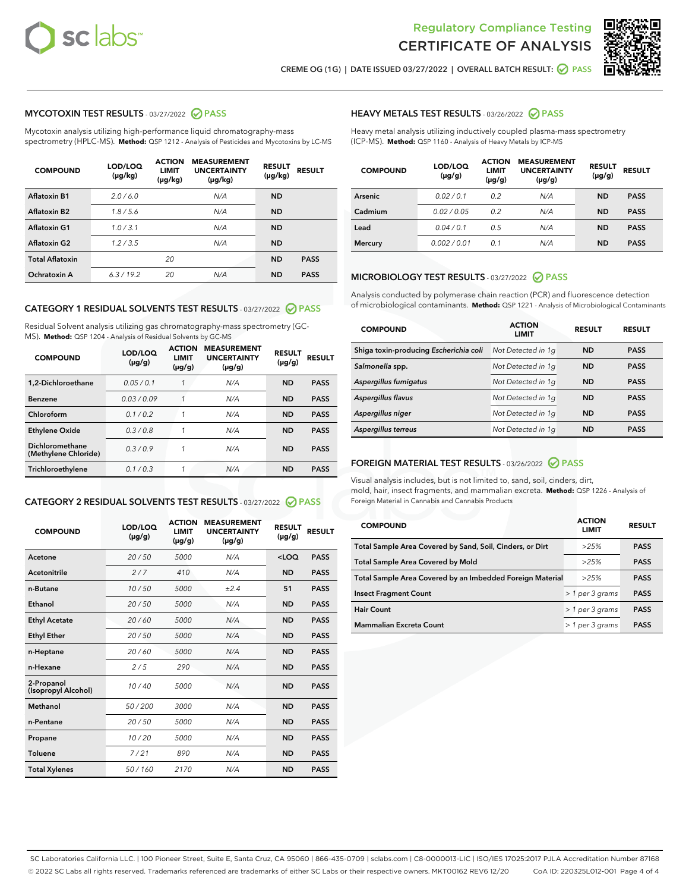Regulatory Compliance Testing

# CERTIFICATE OF ANALYSIS

CREME OG (1G) | DATE ISSUED 03/27/2022 | OVERALL BATCH RESULT: PASS

## MYCOTOXIN TEST RESULTS - 03/27/2022 PASS

Mycotoxin analysis utilizing high-performance liquid chromatography-mass spectrometry (HPLC-MS). **Method:** QSP 1212 - Analysis of Pesticides and Mycotoxins by LC-MS

| COMPOUND | LOD/LOQ (µg/kg) | ACTION LIMIT (µg/kg) | MEASUREMENT UNCERTAINTY (µg/kg) | RESULT (µg/kg) | RESULT |
|---|---|---|---|---|---|
| Aflatoxin B1 | 2.0 / 6.0 | | N/A | ND | |
| Aflatoxin B2 | 1.8 / 5.6 | | N/A | ND | |
| Aflatoxin G1 | 1.0 / 3.1 | | N/A | ND | |
| Aflatoxin G2 | 1.2 / 3.5 | | N/A | ND | |
| Total Aflatoxin | | 20 | | ND | PASS |
| Ochratoxin A | 6.3 / 19.2 | 20 | N/A | ND | PASS |

## CATEGORY 1 RESIDUAL SOLVENTS TEST RESULTS - 03/27/2022 PASS

Residual Solvent analysis utilizing gas chromatography-mass spectrometry (GC-MS). **Method:** QSP 1204 - Analysis of Residual Solvents by GC-MS

| COMPOUND | LOD/LOQ (µg/g) | ACTION LIMIT (µg/g) | MEASUREMENT UNCERTAINTY (µg/g) | RESULT (µg/g) | RESULT |
|---|---|---|---|---|---|
| 1,2-Dichloroethane | 0.05 / 0.1 | 1 | N/A | ND | PASS |
| Benzene | 0.03 / 0.09 | 1 | N/A | ND | PASS |
| Chloroform | 0.1 / 0.2 | 1 | N/A | ND | PASS |
| Ethylene Oxide | 0.3 / 0.8 | 1 | N/A | ND | PASS |
| Dichloromethane (Methylene Chloride) | 0.3 / 0.9 | 1 | N/A | ND | PASS |
| Trichloroethylene | 0.1 / 0.3 | 1 | N/A | ND | PASS |

## CATEGORY 2 RESIDUAL SOLVENTS TEST RESULTS - 03/27/2022 PASS

| COMPOUND | LOD/LOQ (µg/g) | ACTION LIMIT (µg/g) | MEASUREMENT UNCERTAINTY (µg/g) | RESULT (µg/g) | RESULT |
|---|---|---|---|---|---|
| Acetone | 20 / 50 | 5000 | N/A | <LOQ | PASS |
| Acetonitrile | 2 / 7 | 410 | N/A | ND | PASS |
| n-Butane | 10 / 50 | 5000 | ±2.4 | 51 | PASS |
| Ethanol | 20 / 50 | 5000 | N/A | ND | PASS |
| Ethyl Acetate | 20 / 60 | 5000 | N/A | ND | PASS |
| Ethyl Ether | 20 / 50 | 5000 | N/A | ND | PASS |
| n-Heptane | 20 / 60 | 5000 | N/A | ND | PASS |
| n-Hexane | 2 / 5 | 290 | N/A | ND | PASS |
| 2-Propanol (Isopropyl Alcohol) | 10 / 40 | 5000 | N/A | ND | PASS |
| Methanol | 50 / 200 | 3000 | N/A | ND | PASS |
| n-Pentane | 20 / 50 | 5000 | N/A | ND | PASS |
| Propane | 10 / 20 | 5000 | N/A | ND | PASS |
| Toluene | 7 / 21 | 890 | N/A | ND | PASS |
| Total Xylenes | 50 / 160 | 2170 | N/A | ND | PASS |

## HEAVY METALS TEST RESULTS - 03/26/2022 PASS

Heavy metal analysis utilizing inductively coupled plasma-mass spectrometry (ICP-MS). **Method:** QSP 1160 - Analysis of Heavy Metals by ICP-MS

| COMPOUND | LOD/LOQ (µg/g) | ACTION LIMIT (µg/g) | MEASUREMENT UNCERTAINTY (µg/g) | RESULT (µg/g) | RESULT |
|---|---|---|---|---|---|
| Arsenic | 0.02 / 0.1 | 0.2 | N/A | ND | PASS |
| Cadmium | 0.02 / 0.05 | 0.2 | N/A | ND | PASS |
| Lead | 0.04 / 0.1 | 0.5 | N/A | ND | PASS |
| Mercury | 0.002 / 0.01 | 0.1 | N/A | ND | PASS |

## MICROBIOLOGY TEST RESULTS - 03/27/2022 PASS

Analysis conducted by polymerase chain reaction (PCR) and fluorescence detection of microbiological contaminants. **Method:** QSP 1221 - Analysis of Microbiological Contaminants

| COMPOUND | ACTION LIMIT | RESULT | RESULT |
|---|---|---|---|
| Shiga toxin-producing *Escherichia coli* | Not Detected in 1g | ND | PASS |
| *Salmonella* spp. | Not Detected in 1g | ND | PASS |
| *Aspergillus fumigatus* | Not Detected in 1g | ND | PASS |
| *Aspergillus flavus* | Not Detected in 1g | ND | PASS |
| *Aspergillus niger* | Not Detected in 1g | ND | PASS |
| *Aspergillus terreus* | Not Detected in 1g | ND | PASS |

## FOREIGN MATERIAL TEST RESULTS - 03/26/2022 PASS

Visual analysis includes, but is not limited to, sand, soil, cinders, dirt, mold, hair, insect fragments, and mammalian excreta. **Method:** QSP 1226 - Analysis of Foreign Material in Cannabis and Cannabis Products

| COMPOUND | ACTION LIMIT | RESULT |
|---|---|---|
| Total Sample Area Covered by Sand, Soil, Cinders, or Dirt | >25% | PASS |
| Total Sample Area Covered by Mold | >25% | PASS |
| Total Sample Area Covered by an Imbedded Foreign Material | >25% | PASS |
| Insect Fragment Count | > 1 per 3 grams | PASS |
| Hair Count | > 1 per 3 grams | PASS |
| Mammalian Excreta Count | > 1 per 3 grams | PASS |

SC Laboratories California LLC. | 100 Pioneer Street, Suite E, Santa Cruz, CA 95060 | 866-435-0709 | sclabs.com | C8-0000013-LIC | ISO/IES 17025:2017 PJLA Accreditation Number 87168
© 2022 SC Labs all rights reserved. Trademarks referenced are trademarks of either SC Labs or their respective owners. MKT00162 REV6 12/20 CoA ID: 220325L012-001